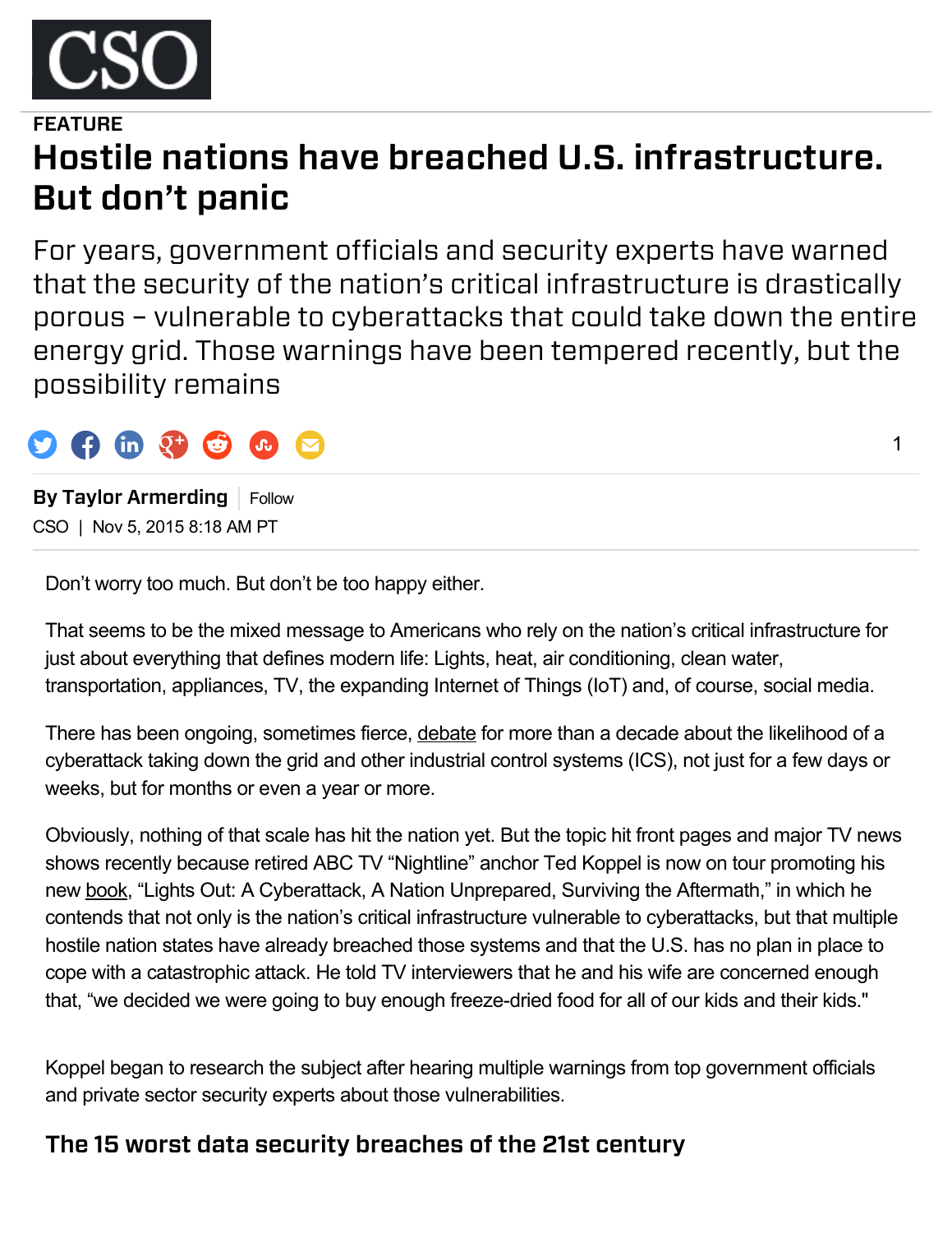CSO

FEATURE

# Hostile nations have breached U.S. infrastructure. But don't panic

For years, government officials and security experts have warned that the security of the nation's critical infrastructure is drastically porous – vulnerable to cyberattacks that could take down the entire energy grid. Those warnings have been tempered recently, but the possibility remains

**By Taylor Armerding** | Follow

CSO | Nov 5, 2015 8:18 AM PT

Don't worry too much. But don't be too happy either.

That seems to be the mixed message to Americans who rely on the nation's critical infrastructure for just about everything that defines modern life: Lights, heat, air conditioning, clean water, transportation, appliances, TV, the expanding Internet of Things (IoT) and, of course, social media.

There has been ongoing, sometimes fierce, debate for more than a decade about the likelihood of a cyberattack taking down the grid and other industrial control systems (ICS), not just for a few days or weeks, but for months or even a year or more.

Obviously, nothing of that scale has hit the nation yet. But the topic hit front pages and major TV news shows recently because retired ABC TV "Nightline" anchor Ted Koppel is now on tour promoting his new book, "Lights Out: A Cyberattack, A Nation Unprepared, Surviving the Aftermath," in which he contends that not only is the nation's critical infrastructure vulnerable to cyberattacks, but that multiple hostile nation states have already breached those systems and that the U.S. has no plan in place to cope with a catastrophic attack. He told TV interviewers that he and his wife are concerned enough that, "we decided we were going to buy enough freeze-dried food for all of our kids and their kids."

Koppel began to research the subject after hearing multiple warnings from top government officials and private sector security experts about those vulnerabilities.

### The 15 worst data security breaches of the 21st century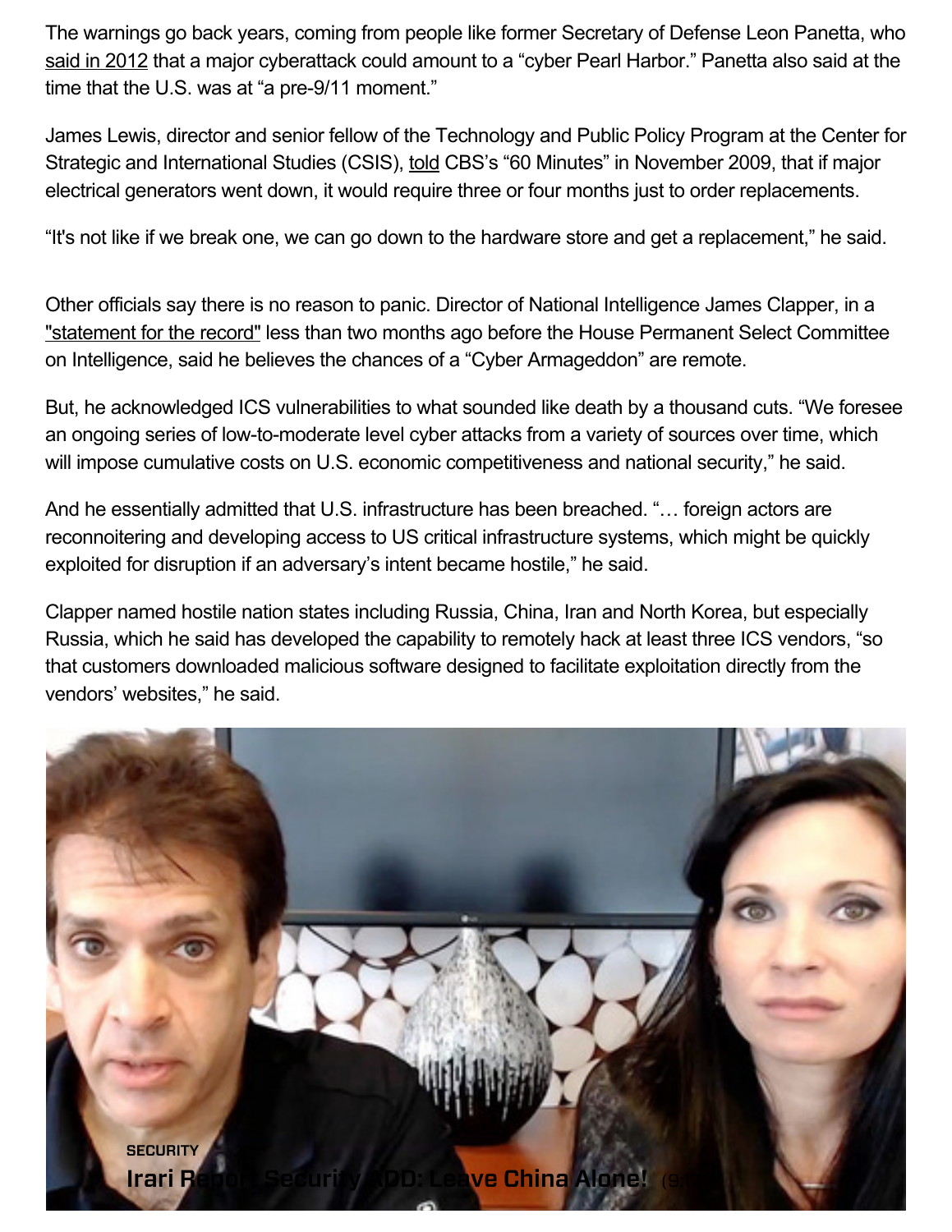The warnings go back years, coming from people like former Secretary of Defense Leon Panetta, who said in 2012 that a major cyberattack could amount to a "cyber Pearl Harbor." Panetta also said at the time that the U.S. was at "a pre-9/11 moment."

James Lewis, director and senior fellow of the Technology and Public Policy Program at the Center for Strategic and International Studies (CSIS), told CBS's "60 Minutes" in November 2009, that if major electrical generators went down, it would require three or four months just to order replacements.

"It's not like if we break one, we can go down to the hardware store and get a replacement," he said.

Other officials say there is no reason to panic. Director of National Intelligence James Clapper, in a "statement for the record" less than two months ago before the House Permanent Select Committee on Intelligence, said he believes the chances of a "Cyber Armageddon" are remote.

But, he acknowledged ICS vulnerabilities to what sounded like death by a thousand cuts. "We foresee an ongoing series of low-to-moderate level cyber attacks from a variety of sources over time, which will impose cumulative costs on U.S. economic competitiveness and national security," he said.

And he essentially admitted that U.S. infrastructure has been breached. "… foreign actors are reconnoitering and developing access to US critical infrastructure systems, which might be quickly exploited for disruption if an adversary's intent became hostile," he said.

Clapper named hostile nation states including Russia, China, Iran and North Korea, but especially Russia, which he said has developed the capability to remotely hack at least three ICS vendors, "so that customers downloaded malicious software designed to facilitate exploitation directly from the vendors' websites," he said.

SECURITY

**Irari Report Security ADD: Leave China Alone!**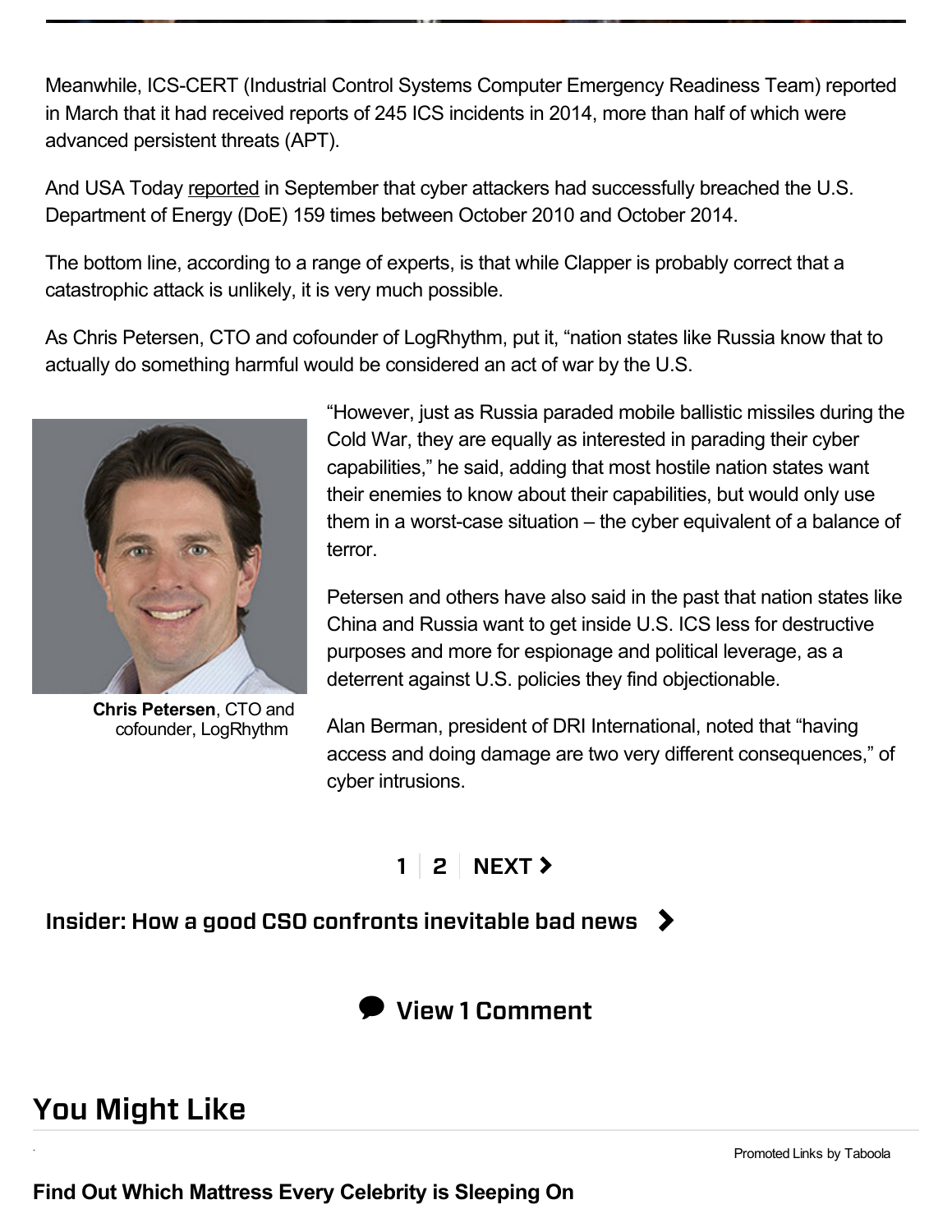Meanwhile, ICS-CERT (Industrial Control Systems Computer Emergency Readiness Team) reported in March that it had received reports of 245 ICS incidents in 2014, more than half of which were advanced persistent threats (APT).

And USA Today reported in September that cyber attackers had successfully breached the U.S. Department of Energy (DoE) 159 times between October 2010 and October 2014.

The bottom line, according to a range of experts, is that while Clapper is probably correct that a catastrophic attack is unlikely, it is very much possible.

As Chris Petersen, CTO and cofounder of LogRhythm, put it, "nation states like Russia know that to actually do something harmful would be considered an act of war by the U.S.

**Chris Petersen**, CTO and cofounder, LogRhythm

"However, just as Russia paraded mobile ballistic missiles during the Cold War, they are equally as interested in parading their cyber capabilities," he said, adding that most hostile nation states want their enemies to know about their capabilities, but would only use them in a worst-case situation – the cyber equivalent of a balance of terror.

Petersen and others have also said in the past that nation states like China and Russia want to get inside U.S. ICS less for destructive purposes and more for espionage and political leverage, as a deterrent against U.S. policies they find objectionable.

Alan Berman, president of DRI International, noted that "having access and doing damage are two very different consequences," of cyber intrusions.

1 | 2 | NEXT

**Insider: How a good CSO confronts inevitable bad news**

**View 1 Comment**

## You Might Like

Promoted Links by Taboola

**Find Out Which Mattress Every Celebrity is Sleeping On**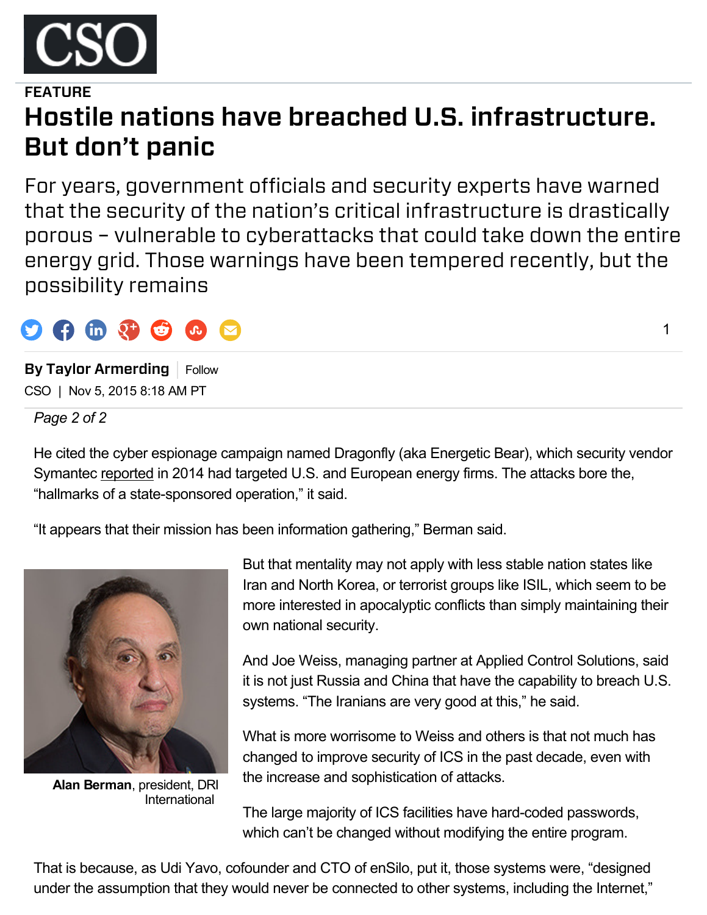FEATURE

# Hostile nations have breached U.S. infrastructure. But don't panic

For years, government officials and security experts have warned that the security of the nation's critical infrastructure is drastically porous – vulnerable to cyberattacks that could take down the entire energy grid. Those warnings have been tempered recently, but the possibility remains

**By Taylor Armerding** | Follow

CSO | Nov 5, 2015 8:18 AM PT

*Page 2 of 2*

He cited the cyber espionage campaign named Dragonfly (aka Energetic Bear), which security vendor Symantec reported in 2014 had targeted U.S. and European energy firms. The attacks bore the, "hallmarks of a state-sponsored operation," it said.

"It appears that their mission has been information gathering," Berman said.

**Alan Berman**, president, DRI International

But that mentality may not apply with less stable nation states like Iran and North Korea, or terrorist groups like ISIL, which seem to be more interested in apocalyptic conflicts than simply maintaining their own national security.

And Joe Weiss, managing partner at Applied Control Solutions, said it is not just Russia and China that have the capability to breach U.S. systems. "The Iranians are very good at this," he said.

What is more worrisome to Weiss and others is that not much has changed to improve security of ICS in the past decade, even with the increase and sophistication of attacks.

The large majority of ICS facilities have hard-coded passwords, which can't be changed without modifying the entire program.

That is because, as Udi Yavo, cofounder and CTO of enSilo, put it, those systems were, "designed under the assumption that they would never be connected to other systems, including the Internet,"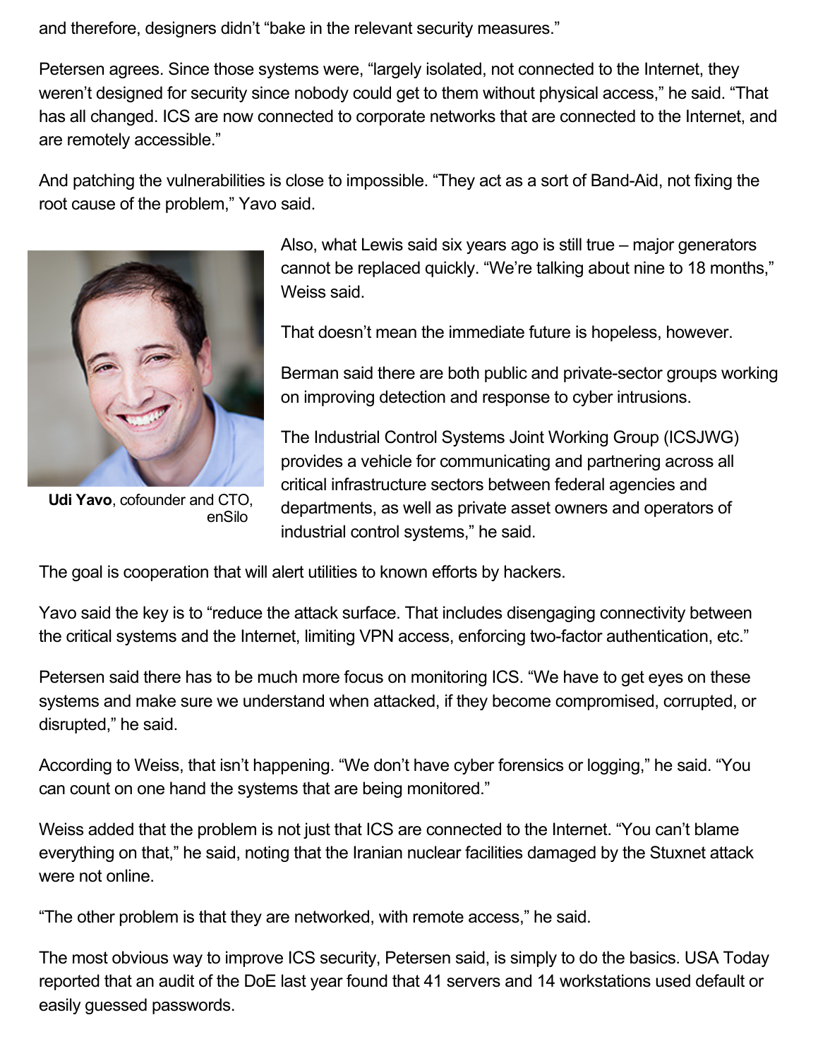and therefore, designers didn't "bake in the relevant security measures."

Petersen agrees. Since those systems were, "largely isolated, not connected to the Internet, they weren't designed for security since nobody could get to them without physical access," he said. "That has all changed. ICS are now connected to corporate networks that are connected to the Internet, and are remotely accessible."

And patching the vulnerabilities is close to impossible. "They act as a sort of Band-Aid, not fixing the root cause of the problem," Yavo said.

**Udi Yavo**, cofounder and CTO, enSilo

Also, what Lewis said six years ago is still true – major generators cannot be replaced quickly. "We're talking about nine to 18 months," Weiss said.

That doesn't mean the immediate future is hopeless, however.

Berman said there are both public and private-sector groups working on improving detection and response to cyber intrusions.

The Industrial Control Systems Joint Working Group (ICSJWG) provides a vehicle for communicating and partnering across all critical infrastructure sectors between federal agencies and departments, as well as private asset owners and operators of industrial control systems," he said.

The goal is cooperation that will alert utilities to known efforts by hackers.

Yavo said the key is to "reduce the attack surface. That includes disengaging connectivity between the critical systems and the Internet, limiting VPN access, enforcing two-factor authentication, etc."

Petersen said there has to be much more focus on monitoring ICS. "We have to get eyes on these systems and make sure we understand when attacked, if they become compromised, corrupted, or disrupted," he said.

According to Weiss, that isn't happening. "We don't have cyber forensics or logging," he said. "You can count on one hand the systems that are being monitored."

Weiss added that the problem is not just that ICS are connected to the Internet. "You can't blame everything on that," he said, noting that the Iranian nuclear facilities damaged by the Stuxnet attack were not online.

"The other problem is that they are networked, with remote access," he said.

The most obvious way to improve ICS security, Petersen said, is simply to do the basics. USA Today reported that an audit of the DoE last year found that 41 servers and 14 workstations used default or easily guessed passwords.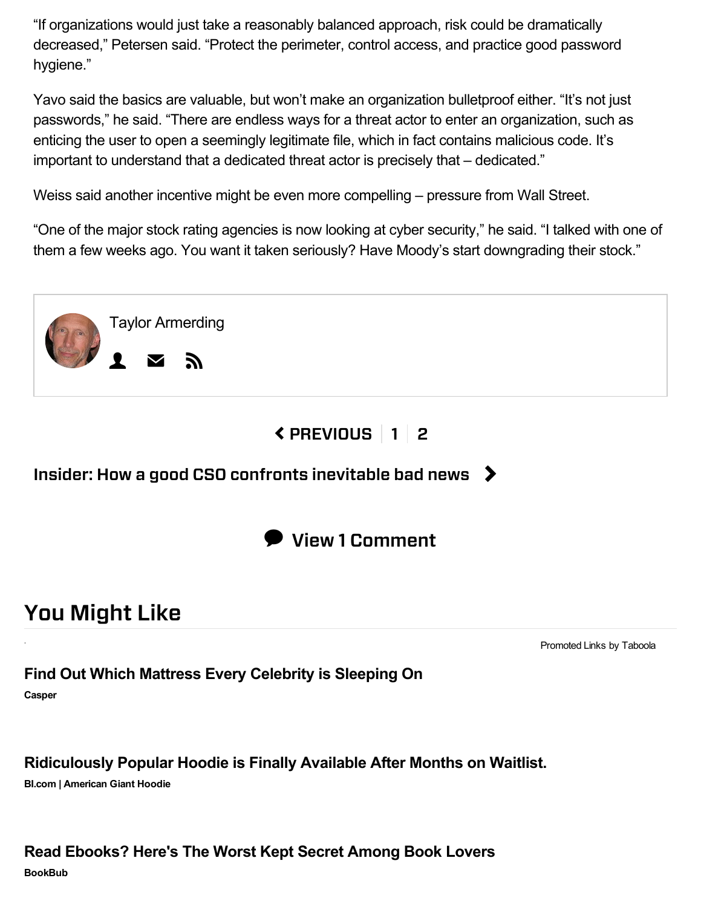“If organizations would just take a reasonably balanced approach, risk could be dramatically decreased,” Petersen said. “Protect the perimeter, control access, and practice good password hygiene.”

Yavo said the basics are valuable, but won’t make an organization bulletproof either. “It’s not just passwords,” he said. “There are endless ways for a threat actor to enter an organization, such as enticing the user to open a seemingly legitimate file, which in fact contains malicious code. It’s important to understand that a dedicated threat actor is precisely that – dedicated.”

Weiss said another incentive might be even more compelling – pressure from Wall Street.

“One of the major stock rating agencies is now looking at cyber security,” he said. “I talked with one of them a few weeks ago. You want it taken seriously? Have Moody’s start downgrading their stock.”

Taylor Armerding

**< PREVIOUS | 1 | 2**

**Insider: How a good CSO confronts inevitable bad news >**

**View 1 Comment**

## You Might Like

Promoted Links by Taboola

**Find Out Which Mattress Every Celebrity is Sleeping On**
**Casper**

**Ridiculously Popular Hoodie is Finally Available After Months on Waitlist.**
**BI.com | American Giant Hoodie**

**Read Ebooks? Here's The Worst Kept Secret Among Book Lovers**
**BookBub**